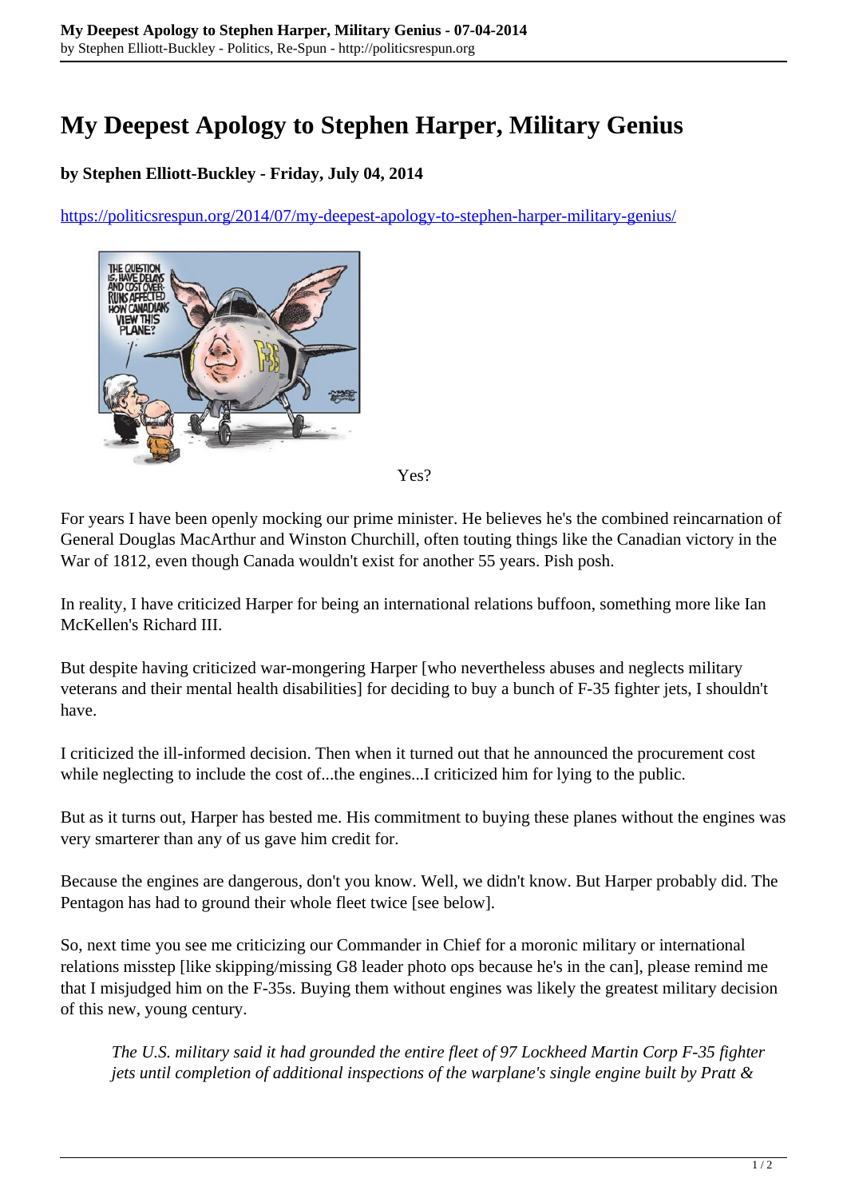# My Deepest Apology to Stephen Harper, Military Genius

**by Stephen Elliott-Buckley - Friday, July 04, 2014**

https://politicsrespun.org/2014/07/my-deepest-apology-to-stephen-harper-military-genius/

Yes?

For years I have been openly mocking our prime minister. He believes he's the combined reincarnation of General Douglas MacArthur and Winston Churchill, often touting things like the Canadian victory in the War of 1812, even though Canada wouldn't exist for another 55 years. Pish posh.

In reality, I have criticized Harper for being an international relations buffoon, something more like Ian McKellen's Richard III.

But despite having criticized war-mongering Harper [who nevertheless abuses and neglects military veterans and their mental health disabilities] for deciding to buy a bunch of F-35 fighter jets, I shouldn't have.

I criticized the ill-informed decision. Then when it turned out that he announced the procurement cost while neglecting to include the cost of...the engines...I criticized him for lying to the public.

But as it turns out, Harper has bested me. His commitment to buying these planes without the engines was very smarterer than any of us gave him credit for.

Because the engines are dangerous, don't you know. Well, we didn't know. But Harper probably did. The Pentagon has had to ground their whole fleet twice [see below].

So, next time you see me criticizing our Commander in Chief for a moronic military or international relations misstep [like skipping/missing G8 leader photo ops because he's in the can], please remind me that I misjudged him on the F-35s. Buying them without engines was likely the greatest military decision of this new, young century.

> *The U.S. military said it had grounded the entire fleet of 97 Lockheed Martin Corp F-35 fighter jets until completion of additional inspections of the warplane's single engine built by Pratt &*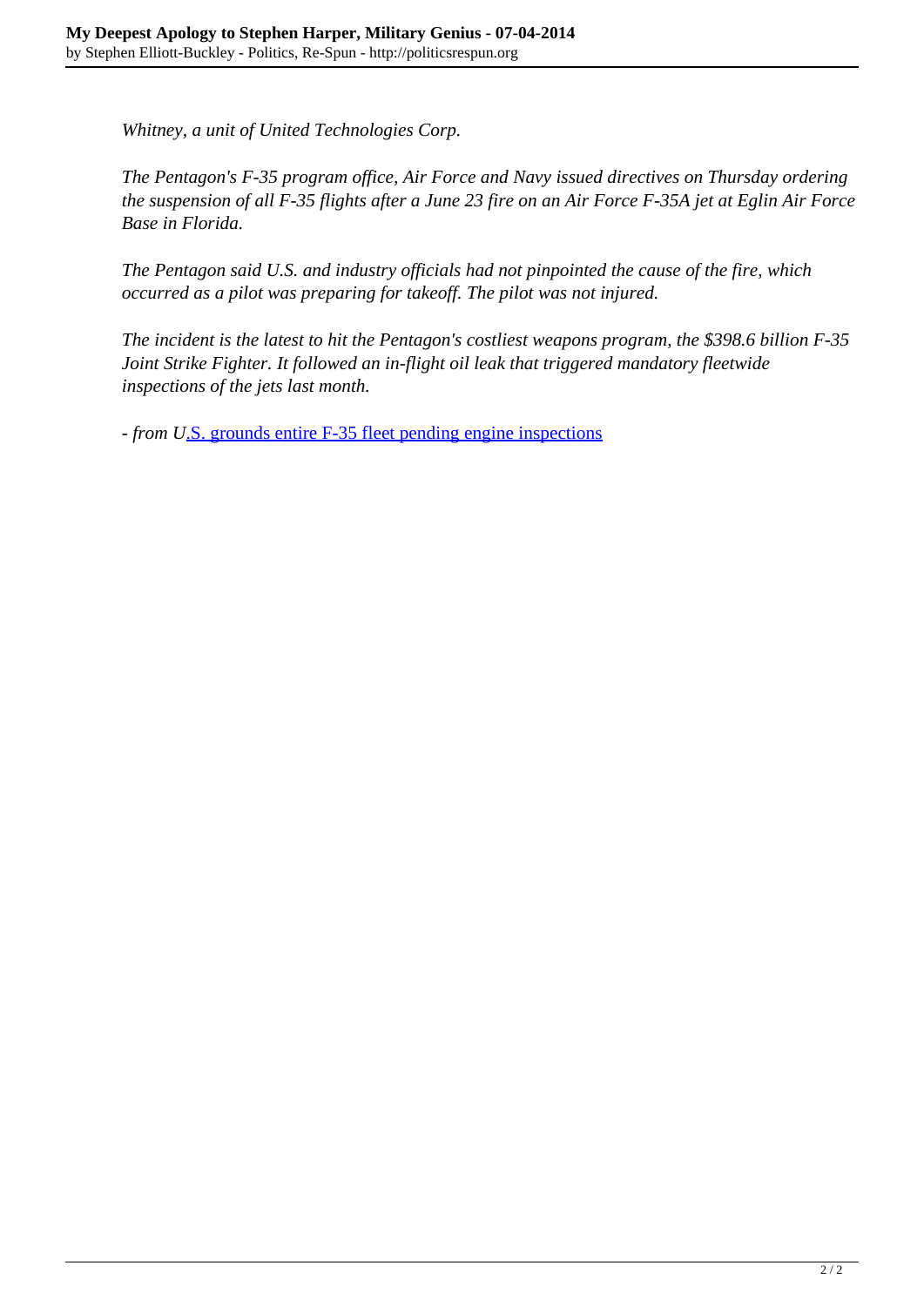*Whitney, a unit of United Technologies Corp.*

*The Pentagon's F-35 program office, Air Force and Navy issued directives on Thursday ordering the suspension of all F-35 flights after a June 23 fire on an Air Force F-35A jet at Eglin Air Force Base in Florida.*

*The Pentagon said U.S. and industry officials had not pinpointed the cause of the fire, which occurred as a pilot was preparing for takeoff. The pilot was not injured.*

*The incident is the latest to hit the Pentagon's costliest weapons program, the $398.6 billion F-35 Joint Strike Fighter. It followed an in-flight oil leak that triggered mandatory fleetwide inspections of the jets last month.*

*- from U*.S. grounds entire F-35 fleet pending engine inspections